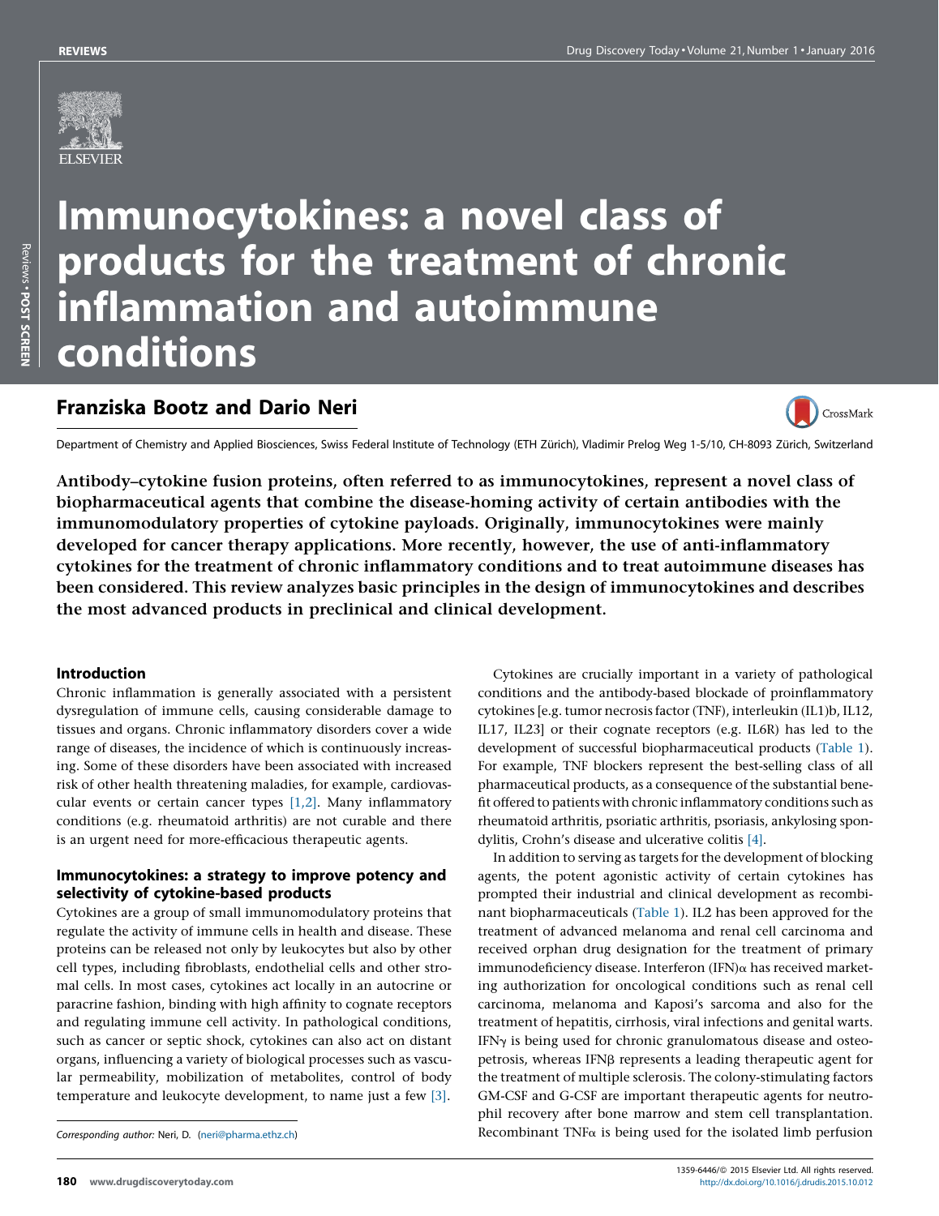# Immunocytokines: a novel class of products for the treatment of chronic inflammation and autoimmune conditions

## Franziska Bootz and Dario Neri

Department of Chemistry and Applied Biosciences, Swiss Federal Institute of Technology (ETH Zürich), Vladimir Prelog Weg 1-5/10, CH-8093 Zürich, Switzerland

**Antibody–cytokine fusion proteins, often referred to as immunocytokines, represent a novel class of biopharmaceutical agents that combine the disease-homing activity of certain antibodies with the immunomodulatory properties of cytokine payloads. Originally, immunocytokines were mainly developed for cancer therapy applications. More recently, however, the use of anti-inflammatory cytokines for the treatment of chronic inflammatory conditions and to treat autoimmune diseases has been considered. This review analyzes basic principles in the design of immunocytokines and describes the most advanced products in preclinical and clinical development.**

### Introduction

Chronic inflammation is generally associated with a persistent dysregulation of immune cells, causing considerable damage to tissues and organs. Chronic inflammatory disorders cover a wide range of diseases, the incidence of which is continuously increasing. Some of these disorders have been associated with increased risk of other health threatening maladies, for example, cardiovascular events or certain cancer types [1,2]. Many inflammatory conditions (e.g. rheumatoid arthritis) are not curable and there is an urgent need for more-efficacious therapeutic agents.

### Immunocytokines: a strategy to improve potency and selectivity of cytokine-based products

Cytokines are a group of small immunomodulatory proteins that regulate the activity of immune cells in health and disease. These proteins can be released not only by leukocytes but also by other cell types, including fibroblasts, endothelial cells and other stromal cells. In most cases, cytokines act locally in an autocrine or paracrine fashion, binding with high affinity to cognate receptors and regulating immune cell activity. In pathological conditions, such as cancer or septic shock, cytokines can also act on distant organs, influencing a variety of biological processes such as vascular permeability, mobilization of metabolites, control of body temperature and leukocyte development, to name just a few [3].

Cytokines are crucially important in a variety of pathological conditions and the antibody-based blockade of proinflammatory cytokines [e.g. tumor necrosis factor (TNF), interleukin (IL1)b, IL12, IL17, IL23] or their cognate receptors (e.g. IL6R) has led to the development of successful biopharmaceutical products (Table 1). For example, TNF blockers represent the best-selling class of all pharmaceutical products, as a consequence of the substantial benefit offered to patients with chronic inflammatory conditions such as rheumatoid arthritis, psoriatic arthritis, psoriasis, ankylosing spondylitis, Crohn's disease and ulcerative colitis [4].

In addition to serving as targets for the development of blocking agents, the potent agonistic activity of certain cytokines has prompted their industrial and clinical development as recombinant biopharmaceuticals (Table 1). IL2 has been approved for the treatment of advanced melanoma and renal cell carcinoma and received orphan drug designation for the treatment of primary immunodeficiency disease. Interferon (IFN)α has received marketing authorization for oncological conditions such as renal cell carcinoma, melanoma and Kaposi's sarcoma and also for the treatment of hepatitis, cirrhosis, viral infections and genital warts. IFNγ is being used for chronic granulomatous disease and osteopetrosis, whereas IFNβ represents a leading therapeutic agent for the treatment of multiple sclerosis. The colony-stimulating factors GM-CSF and G-CSF are important therapeutic agents for neutrophil recovery after bone marrow and stem cell transplantation. Recombinant TNFα is being used for the isolated limb perfusion

*Corresponding author:* Neri, D. (neri@pharma.ethz.ch)

1359-6446/© 2015 Elsevier Ltd. All rights reserved.
http://dx.doi.org/10.1016/j.drudis.2015.10.012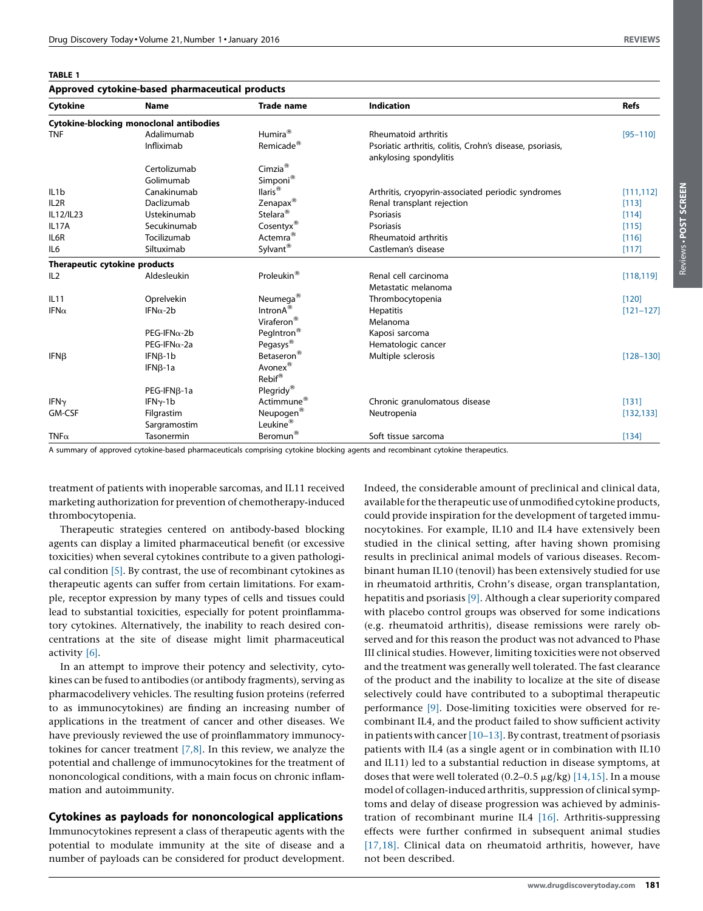**TABLE 1**

**Approved cytokine-based pharmaceutical products**

| Cytokine | Name | Trade name | Indication | Refs |
|---|---|---|---|---|
| **Cytokine-blocking monoclonal antibodies** | | | | |
| TNF | Adalimumab | Humira® | Rheumatoid arthritis | [95–110] |
| | Infliximab | Remicade® | Psoriatic arthritis, colitis, Crohn's disease, psoriasis, ankylosing spondylitis | |
| | Certolizumab | Cimzia® | | |
| | Golimumab | Simponi® | | |
| IL1b | Canakinumab | Ilaris® | Arthritis, cryopyrin-associated periodic syndromes | [111,112] |
| IL2R | Daclizumab | Zenapax® | Renal transplant rejection | [113] |
| IL12/IL23 | Ustekinumab | Stelara® | Psoriasis | [114] |
| IL17A | Secukinumab | Cosentyx® | Psoriasis | [115] |
| IL6R | Tocilizumab | Actemra® | Rheumatoid arthritis | [116] |
| IL6 | Siltuximab | Sylvant® | Castleman's disease | [117] |
| **Therapeutic cytokine products** | | | | |
| IL2 | Aldesleukin | Proleukin® | Renal cell carcinoma | [118,119] |
| | | | Metastatic melanoma | |
| IL11 | Oprelvekin | Neumega® | Thrombocytopenia | [120] |
| IFNα | IFNα-2b | IntronA® | Hepatitis | [121–127] |
| | | Viraferon® | Melanoma | |
| | PEG-IFNα-2b | PegIntron® | Kaposi sarcoma | |
| | PEG-IFNα-2a | Pegasys® | Hematologic cancer | |
| IFNβ | IFNβ-1b | Betaseron® | Multiple sclerosis | [128–130] |
| | IFNβ-1a | Avonex® | | |
| | | Rebif® | | |
| | PEG-IFNβ-1a | Plegridy® | | |
| IFNγ | IFNγ-1b | Actimmune® | Chronic granulomatous disease | [131] |
| GM-CSF | Filgrastim | Neupogen® | Neutropenia | [132,133] |
| | Sargramostim | Leukine® | | |
| TNFα | Tasonermin | Beromun® | Soft tissue sarcoma | [134] |

A summary of approved cytokine-based pharmaceuticals comprising cytokine blocking agents and recombinant cytokine therapeutics.

treatment of patients with inoperable sarcomas, and IL11 received marketing authorization for prevention of chemotherapy-induced thrombocytopenia.

Therapeutic strategies centered on antibody-based blocking agents can display a limited pharmaceutical benefit (or excessive toxicities) when several cytokines contribute to a given pathological condition [5]. By contrast, the use of recombinant cytokines as therapeutic agents can suffer from certain limitations. For example, receptor expression by many types of cells and tissues could lead to substantial toxicities, especially for potent proinflammatory cytokines. Alternatively, the inability to reach desired concentrations at the site of disease might limit pharmaceutical activity [6].

In an attempt to improve their potency and selectivity, cytokines can be fused to antibodies (or antibody fragments), serving as pharmacodelivery vehicles. The resulting fusion proteins (referred to as immunocytokines) are finding an increasing number of applications in the treatment of cancer and other diseases. We have previously reviewed the use of proinflammatory immunocytokines for cancer treatment [7,8]. In this review, we analyze the potential and challenge of immunocytokines for the treatment of nononcological conditions, with a main focus on chronic inflammation and autoimmunity.

## Cytokines as payloads for nononcological applications

Immunocytokines represent a class of therapeutic agents with the potential to modulate immunity at the site of disease and a number of payloads can be considered for product development. Indeed, the considerable amount of preclinical and clinical data, available for the therapeutic use of unmodified cytokine products, could provide inspiration for the development of targeted immunocytokines. For example, IL10 and IL4 have extensively been studied in the clinical setting, after having shown promising results in preclinical animal models of various diseases. Recombinant human IL10 (tenovil) has been extensively studied for use in rheumatoid arthritis, Crohn's disease, organ transplantation, hepatitis and psoriasis [9]. Although a clear superiority compared with placebo control groups was observed for some indications (e.g. rheumatoid arthritis), disease remissions were rarely observed and for this reason the product was not advanced to Phase III clinical studies. However, limiting toxicities were not observed and the treatment was generally well tolerated. The fast clearance of the product and the inability to localize at the site of disease selectively could have contributed to a suboptimal therapeutic performance [9]. Dose-limiting toxicities were observed for recombinant IL4, and the product failed to show sufficient activity in patients with cancer [10–13]. By contrast, treatment of psoriasis patients with IL4 (as a single agent or in combination with IL10 and IL11) led to a substantial reduction in disease symptoms, at doses that were well tolerated (0.2–0.5 μg/kg) [14,15]. In a mouse model of collagen-induced arthritis, suppression of clinical symptoms and delay of disease progression was achieved by administration of recombinant murine IL4 [16]. Arthritis-suppressing effects were further confirmed in subsequent animal studies [17,18]. Clinical data on rheumatoid arthritis, however, have not been described.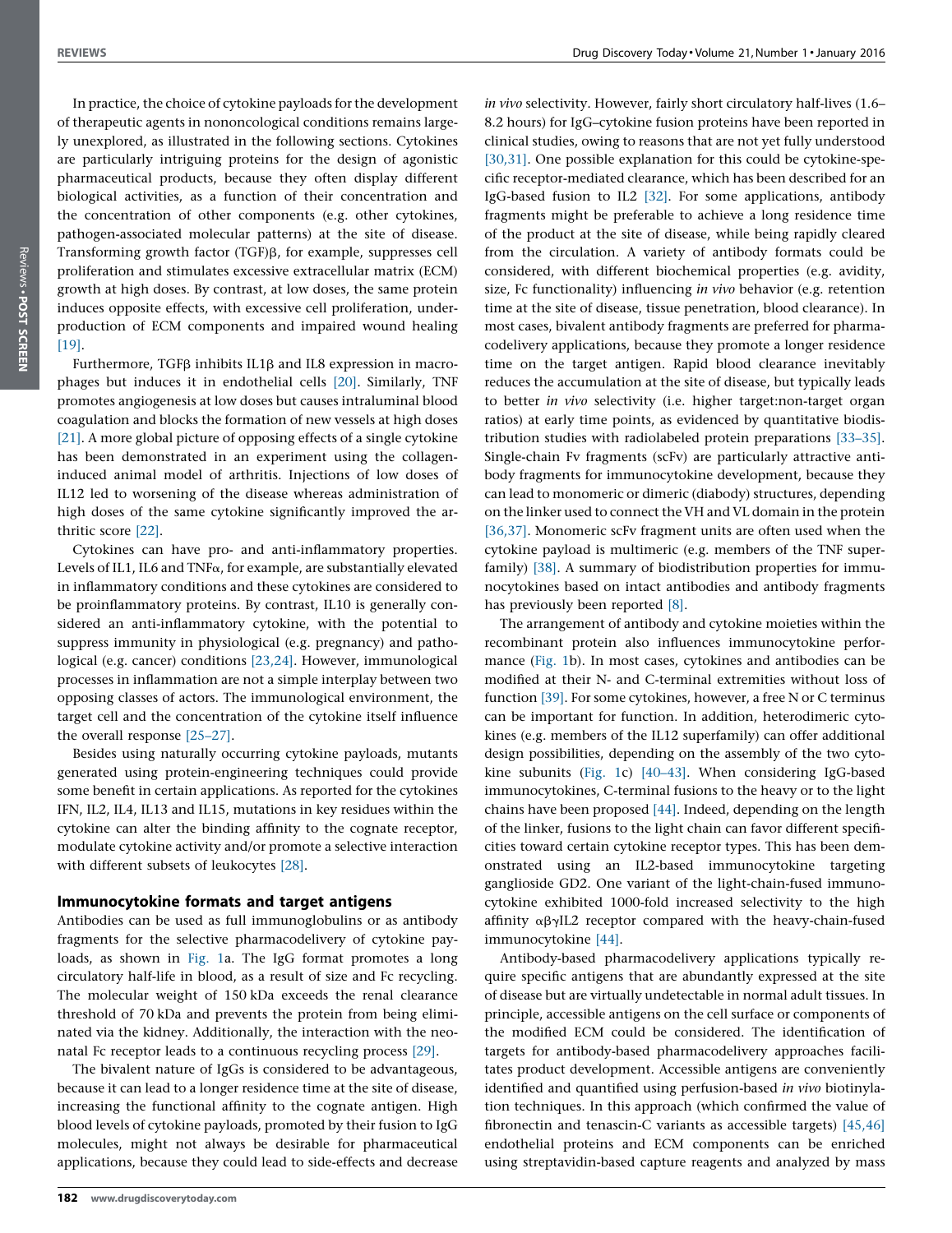In practice, the choice of cytokine payloads for the development of therapeutic agents in nononcological conditions remains largely unexplored, as illustrated in the following sections. Cytokines are particularly intriguing proteins for the design of agonistic pharmaceutical products, because they often display different biological activities, as a function of their concentration and the concentration of other components (e.g. other cytokines, pathogen-associated molecular patterns) at the site of disease. Transforming growth factor (TGF)β, for example, suppresses cell proliferation and stimulates excessive extracellular matrix (ECM) growth at high doses. By contrast, at low doses, the same protein induces opposite effects, with excessive cell proliferation, underproduction of ECM components and impaired wound healing [19].

Furthermore, TGFβ inhibits IL1β and IL8 expression in macrophages but induces it in endothelial cells [20]. Similarly, TNF promotes angiogenesis at low doses but causes intraluminal blood coagulation and blocks the formation of new vessels at high doses [21]. A more global picture of opposing effects of a single cytokine has been demonstrated in an experiment using the collagen-induced animal model of arthritis. Injections of low doses of IL12 led to worsening of the disease whereas administration of high doses of the same cytokine significantly improved the arthritic score [22].

Cytokines can have pro- and anti-inflammatory properties. Levels of IL1, IL6 and TNFα, for example, are substantially elevated in inflammatory conditions and these cytokines are considered to be proinflammatory proteins. By contrast, IL10 is generally considered an anti-inflammatory cytokine, with the potential to suppress immunity in physiological (e.g. pregnancy) and pathological (e.g. cancer) conditions [23,24]. However, immunological processes in inflammation are not a simple interplay between two opposing classes of actors. The immunological environment, the target cell and the concentration of the cytokine itself influence the overall response [25–27].

Besides using naturally occurring cytokine payloads, mutants generated using protein-engineering techniques could provide some benefit in certain applications. As reported for the cytokines IFN, IL2, IL4, IL13 and IL15, mutations in key residues within the cytokine can alter the binding affinity to the cognate receptor, modulate cytokine activity and/or promote a selective interaction with different subsets of leukocytes [28].

## Immunocytokine formats and target antigens

Antibodies can be used as full immunoglobulins or as antibody fragments for the selective pharmacodelivery of cytokine payloads, as shown in Fig. 1a. The IgG format promotes a long circulatory half-life in blood, as a result of size and Fc recycling. The molecular weight of 150 kDa exceeds the renal clearance threshold of 70 kDa and prevents the protein from being eliminated via the kidney. Additionally, the interaction with the neonatal Fc receptor leads to a continuous recycling process [29].

The bivalent nature of IgGs is considered to be advantageous, because it can lead to a longer residence time at the site of disease, increasing the functional affinity to the cognate antigen. High blood levels of cytokine payloads, promoted by their fusion to IgG molecules, might not always be desirable for pharmaceutical applications, because they could lead to side-effects and decrease *in vivo* selectivity. However, fairly short circulatory half-lives (1.6–8.2 hours) for IgG–cytokine fusion proteins have been reported in clinical studies, owing to reasons that are not yet fully understood [30,31]. One possible explanation for this could be cytokine-specific receptor-mediated clearance, which has been described for an IgG-based fusion to IL2 [32]. For some applications, antibody fragments might be preferable to achieve a long residence time of the product at the site of disease, while being rapidly cleared from the circulation. A variety of antibody formats could be considered, with different biochemical properties (e.g. avidity, size, Fc functionality) influencing *in vivo* behavior (e.g. retention time at the site of disease, tissue penetration, blood clearance). In most cases, bivalent antibody fragments are preferred for pharmacodelivery applications, because they promote a longer residence time on the target antigen. Rapid blood clearance inevitably reduces the accumulation at the site of disease, but typically leads to better *in vivo* selectivity (i.e. higher target:non-target organ ratios) at early time points, as evidenced by quantitative biodistribution studies with radiolabeled protein preparations [33–35]. Single-chain Fv fragments (scFv) are particularly attractive antibody fragments for immunocytokine development, because they can lead to monomeric or dimeric (diabody) structures, depending on the linker used to connect the VH and VL domain in the protein [36,37]. Monomeric scFv fragment units are often used when the cytokine payload is multimeric (e.g. members of the TNF superfamily) [38]. A summary of biodistribution properties for immunocytokines based on intact antibodies and antibody fragments has previously been reported [8].

The arrangement of antibody and cytokine moieties within the recombinant protein also influences immunocytokine performance (Fig. 1b). In most cases, cytokines and antibodies can be modified at their N- and C-terminal extremities without loss of function [39]. For some cytokines, however, a free N or C terminus can be important for function. In addition, heterodimeric cytokines (e.g. members of the IL12 superfamily) can offer additional design possibilities, depending on the assembly of the two cytokine subunits (Fig. 1c) [40–43]. When considering IgG-based immunocytokines, C-terminal fusions to the heavy or to the light chains have been proposed [44]. Indeed, depending on the length of the linker, fusions to the light chain can favor different specificities toward certain cytokine receptor types. This has been demonstrated using an IL2-based immunocytokine targeting ganglioside GD2. One variant of the light-chain-fused immunocytokine exhibited 1000-fold increased selectivity to the high affinity αβγIL2 receptor compared with the heavy-chain-fused immunocytokine [44].

Antibody-based pharmacodelivery applications typically require specific antigens that are abundantly expressed at the site of disease but are virtually undetectable in normal adult tissues. In principle, accessible antigens on the cell surface or components of the modified ECM could be considered. The identification of targets for antibody-based pharmacodelivery approaches facilitates product development. Accessible antigens are conveniently identified and quantified using perfusion-based *in vivo* biotinylation techniques. In this approach (which confirmed the value of fibronectin and tenascin-C variants as accessible targets) [45,46] endothelial proteins and ECM components can be enriched using streptavidin-based capture reagents and analyzed by mass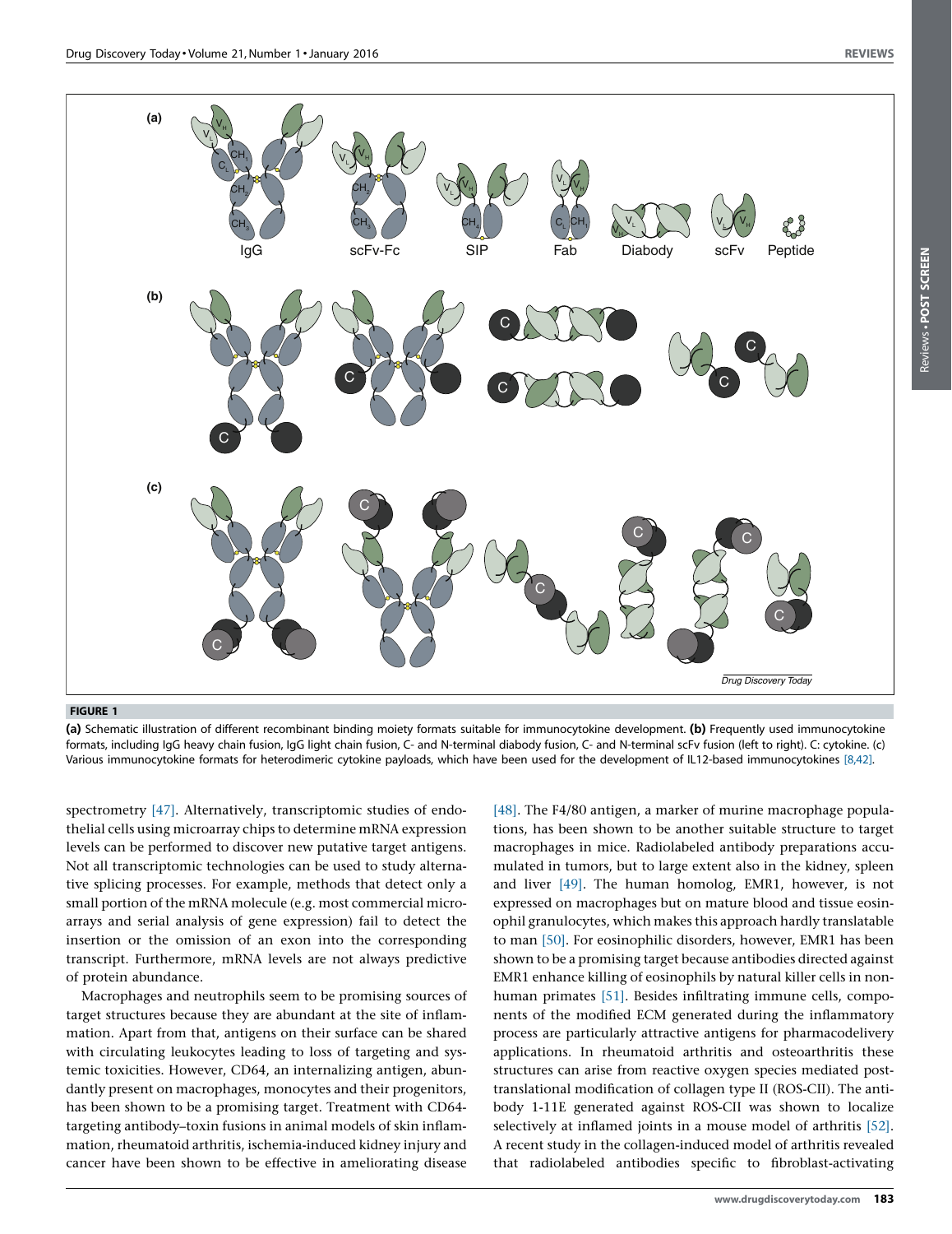(a)

IgG scFv-Fc SIP Fab Diabody scFv Peptide

(b)

(c)

**FIGURE 1**

**(a)** Schematic illustration of different recombinant binding moiety formats suitable for immunocytokine development. **(b)** Frequently used immunocytokine formats, including IgG heavy chain fusion, IgG light chain fusion, C- and N-terminal diabody fusion, C- and N-terminal scFv fusion (left to right). C: cytokine. (c) Various immunocytokine formats for heterodimeric cytokine payloads, which have been used for the development of IL12-based immunocytokines [8,42].

spectrometry [47]. Alternatively, transcriptomic studies of endothelial cells using microarray chips to determine mRNA expression levels can be performed to discover new putative target antigens. Not all transcriptomic technologies can be used to study alternative splicing processes. For example, methods that detect only a small portion of the mRNA molecule (e.g. most commercial microarrays and serial analysis of gene expression) fail to detect the insertion or the omission of an exon into the corresponding transcript. Furthermore, mRNA levels are not always predictive of protein abundance.

Macrophages and neutrophils seem to be promising sources of target structures because they are abundant at the site of inflammation. Apart from that, antigens on their surface can be shared with circulating leukocytes leading to loss of targeting and systemic toxicities. However, CD64, an internalizing antigen, abundantly present on macrophages, monocytes and their progenitors, has been shown to be a promising target. Treatment with CD64-targeting antibody–toxin fusions in animal models of skin inflammation, rheumatoid arthritis, ischemia-induced kidney injury and cancer have been shown to be effective in ameliorating disease [48]. The F4/80 antigen, a marker of murine macrophage populations, has been shown to be another suitable structure to target macrophages in mice. Radiolabeled antibody preparations accumulated in tumors, but to large extent also in the kidney, spleen and liver [49]. The human homolog, EMR1, however, is not expressed on macrophages but on mature blood and tissue eosinophil granulocytes, which makes this approach hardly translatable to man [50]. For eosinophilic disorders, however, EMR1 has been shown to be a promising target because antibodies directed against EMR1 enhance killing of eosinophils by natural killer cells in non-human primates [51]. Besides infiltrating immune cells, components of the modified ECM generated during the inflammatory process are particularly attractive antigens for pharmacodelivery applications. In rheumatoid arthritis and osteoarthritis these structures can arise from reactive oxygen species mediated post-translational modification of collagen type II (ROS-CII). The antibody 1-11E generated against ROS-CII was shown to localize selectively at inflamed joints in a mouse model of arthritis [52]. A recent study in the collagen-induced model of arthritis revealed that radiolabeled antibodies specific to fibroblast-activating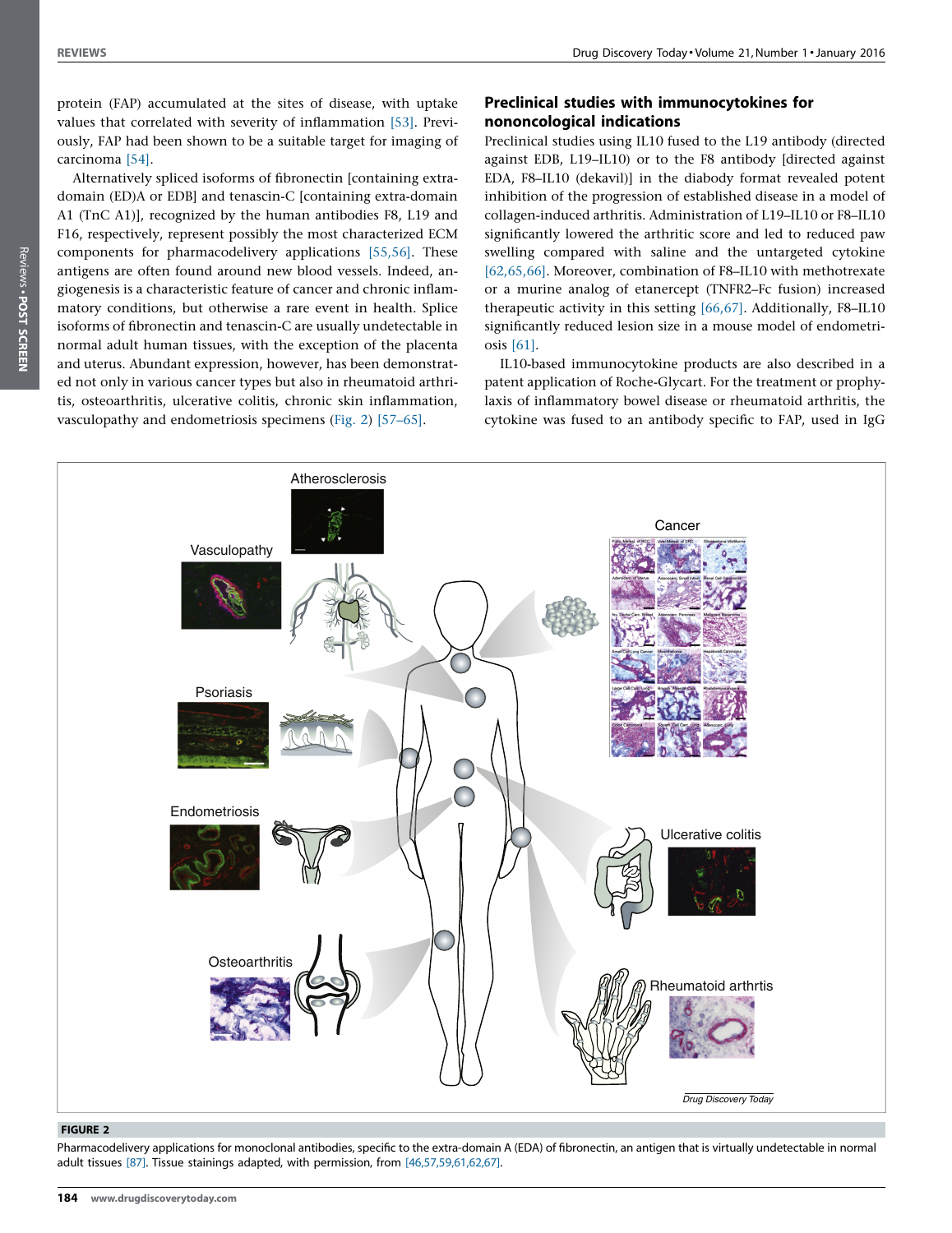protein (FAP) accumulated at the sites of disease, with uptake values that correlated with severity of inflammation [53]. Previously, FAP had been shown to be a suitable target for imaging of carcinoma [54].

Alternatively spliced isoforms of fibronectin [containing extra-domain (ED)A or EDB] and tenascin-C [containing extra-domain A1 (TnC A1)], recognized by the human antibodies F8, L19 and F16, respectively, represent possibly the most characterized ECM components for pharmacodelivery applications [55,56]. These antigens are often found around new blood vessels. Indeed, angiogenesis is a characteristic feature of cancer and chronic inflammatory conditions, but otherwise a rare event in health. Splice isoforms of fibronectin and tenascin-C are usually undetectable in normal adult human tissues, with the exception of the placenta and uterus. Abundant expression, however, has been demonstrated not only in various cancer types but also in rheumatoid arthritis, osteoarthritis, ulcerative colitis, chronic skin inflammation, vasculopathy and endometriosis specimens (Fig. 2) [57–65].

## Preclinical studies with immunocytokines for nononcological indications

Preclinical studies using IL10 fused to the L19 antibody (directed against EDB, L19–IL10) or to the F8 antibody [directed against EDA, F8–IL10 (dekavil)] in the diabody format revealed potent inhibition of the progression of established disease in a model of collagen-induced arthritis. Administration of L19–IL10 or F8–IL10 significantly lowered the arthritic score and led to reduced paw swelling compared with saline and the untargeted cytokine [62,65,66]. Moreover, combination of F8–IL10 with methotrexate or a murine analog of etanercept (TNFR2–Fc fusion) increased therapeutic activity in this setting [66,67]. Additionally, F8–IL10 significantly reduced lesion size in a mouse model of endometriosis [61].

IL10-based immunocytokine products are also described in a patent application of Roche-Glycart. For the treatment or prophylaxis of inflammatory bowel disease or rheumatoid arthritis, the cytokine was fused to an antibody specific to FAP, used in IgG

Atherosclerosis

Vasculopathy

Psoriasis

Endometriosis

Osteoarthritis

Cancer

Ulcerative colitis

Rheumatoid arthrtis

**FIGURE 2**

Pharmacodelivery applications for monoclonal antibodies, specific to the extra-domain A (EDA) of fibronectin, an antigen that is virtually undetectable in normal adult tissues [87]. Tissue stainings adapted, with permission, from [46,57,59,61,62,67].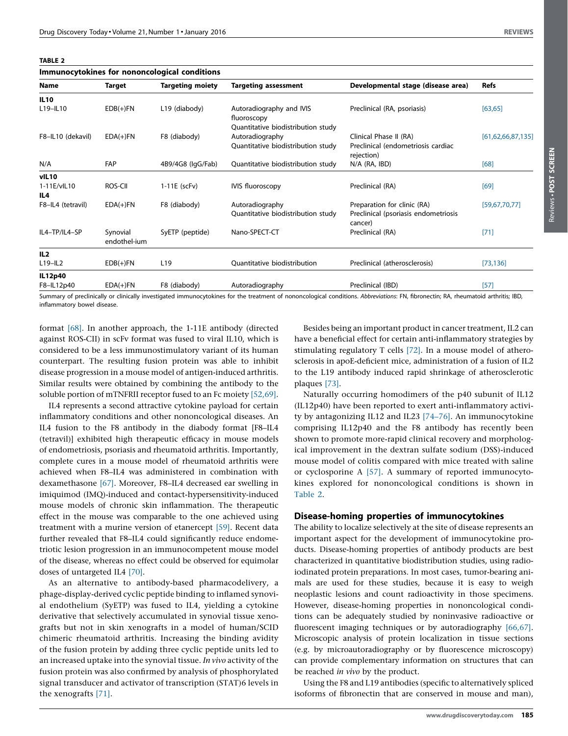**TABLE 2**

**Immunocytokines for nononcological conditions**

| Name | Target | Targeting moiety | Targeting assessment | Developmental stage (disease area) | Refs |
|---|---|---|---|---|---|
| **IL10** | | | | | |
| L19–IL10 | EDB(+)FN | L19 (diabody) | Autoradiography and IVIS fluoroscopy<br>Quantitative biodistribution study | Preclinical (RA, psoriasis) | [63,65] |
| F8–IL10 (dekavil) | EDA(+)FN | F8 (diabody) | Autoradiography<br>Quantitative biodistribution study | Clinical Phase II (RA)<br>Preclinical (endometriosis cardiac rejection) | [61,62,66,87,135] |
| N/A | FAP | 4B9/4G8 (IgG/Fab) | Quantitative biodistribution study | N/A (RA, IBD) | [68] |
| **vIL10** | | | | | |
| 1-11E/vIL10 | ROS-CII | 1-11E (scFv) | IVIS fluoroscopy | Preclinical (RA) | [69] |
| **IL4** | | | | | |
| F8–IL4 (tetravil) | EDA(+)FN | F8 (diabody) | Autoradiography<br>Quantitative biodistribution study | Preparation for clinic (RA)<br>Preclinical (psoriasis endometriosis cancer) | [59,67,70,77] |
| IL4–TP/IL4–SP | Synovial endothel-ium | SyETP (peptide) | Nano-SPECT-CT | Preclinical (RA) | [71] |
| **IL2** | | | | | |
| L19–IL2 | EDB(+)FN | L19 | Quantitative biodistribution | Preclinical (atherosclerosis) | [73,136] |
| **IL12p40** | | | | | |
| F8–IL12p40 | EDA(+)FN | F8 (diabody) | Autoradiography | Preclinical (IBD) | [57] |

Summary of preclinically or clinically investigated immunocytokines for the treatment of nononcological conditions. *Abbreviations*: FN, fibronectin; RA, rheumatoid arthritis; IBD, inflammatory bowel disease.

format [68]. In another approach, the 1-11E antibody (directed against ROS-CII) in scFv format was fused to viral IL10, which is considered to be a less immunostimulatory variant of its human counterpart. The resulting fusion protein was able to inhibit disease progression in a mouse model of antigen-induced arthritis. Similar results were obtained by combining the antibody to the soluble portion of mTNFRII receptor fused to an Fc moiety [52,69].

IL4 represents a second attractive cytokine payload for certain inflammatory conditions and other nononcological diseases. An IL4 fusion to the F8 antibody in the diabody format [F8–IL4 (tetravil)] exhibited high therapeutic efficacy in mouse models of endometriosis, psoriasis and rheumatoid arthritis. Importantly, complete cures in a mouse model of rheumatoid arthritis were achieved when F8–IL4 was administered in combination with dexamethasone [67]. Moreover, F8–IL4 decreased ear swelling in imiquimod (IMQ)-induced and contact-hypersensitivity-induced mouse models of chronic skin inflammation. The therapeutic effect in the mouse was comparable to the one achieved using treatment with a murine version of etanercept [59]. Recent data further revealed that F8–IL4 could significantly reduce endometriotic lesion progression in an immunocompetent mouse model of the disease, whereas no effect could be observed for equimolar doses of untargeted IL4 [70].

As an alternative to antibody-based pharmacodelivery, a phage-display-derived cyclic peptide binding to inflamed synovial endothelium (SyETP) was fused to IL4, yielding a cytokine derivative that selectively accumulated in synovial tissue xenografts but not in skin xenografts in a model of human/SCID chimeric rheumatoid arthritis. Increasing the binding avidity of the fusion protein by adding three cyclic peptide units led to an increased uptake into the synovial tissue. *In vivo* activity of the fusion protein was also confirmed by analysis of phosphorylated signal transducer and activator of transcription (STAT)6 levels in the xenografts [71].

Besides being an important product in cancer treatment, IL2 can have a beneficial effect for certain anti-inflammatory strategies by stimulating regulatory T cells [72]. In a mouse model of atherosclerosis in apoE-deficient mice, administration of a fusion of IL2 to the L19 antibody induced rapid shrinkage of atherosclerotic plaques [73].

Naturally occurring homodimers of the p40 subunit of IL12 (IL12p40) have been reported to exert anti-inflammatory activity by antagonizing IL12 and IL23 [74–76]. An immunocytokine comprising IL12p40 and the F8 antibody has recently been shown to promote more-rapid clinical recovery and morphological improvement in the dextran sulfate sodium (DSS)-induced mouse model of colitis compared with mice treated with saline or cyclosporine A [57]. A summary of reported immunocytokines explored for nononcological conditions is shown in Table 2.

## Disease-homing properties of immunocytokines

The ability to localize selectively at the site of disease represents an important aspect for the development of immunocytokine products. Disease-homing properties of antibody products are best characterized in quantitative biodistribution studies, using radioiodinated protein preparations. In most cases, tumor-bearing animals are used for these studies, because it is easy to weigh neoplastic lesions and count radioactivity in those specimens. However, disease-homing properties in nononcological conditions can be adequately studied by noninvasive radioactive or fluorescent imaging techniques or by autoradiography [66,67]. Microscopic analysis of protein localization in tissue sections (e.g. by microautoradiography or by fluorescence microscopy) can provide complementary information on structures that can be reached *in vivo* by the product.

Using the F8 and L19 antibodies (specific to alternatively spliced isoforms of fibronectin that are conserved in mouse and man),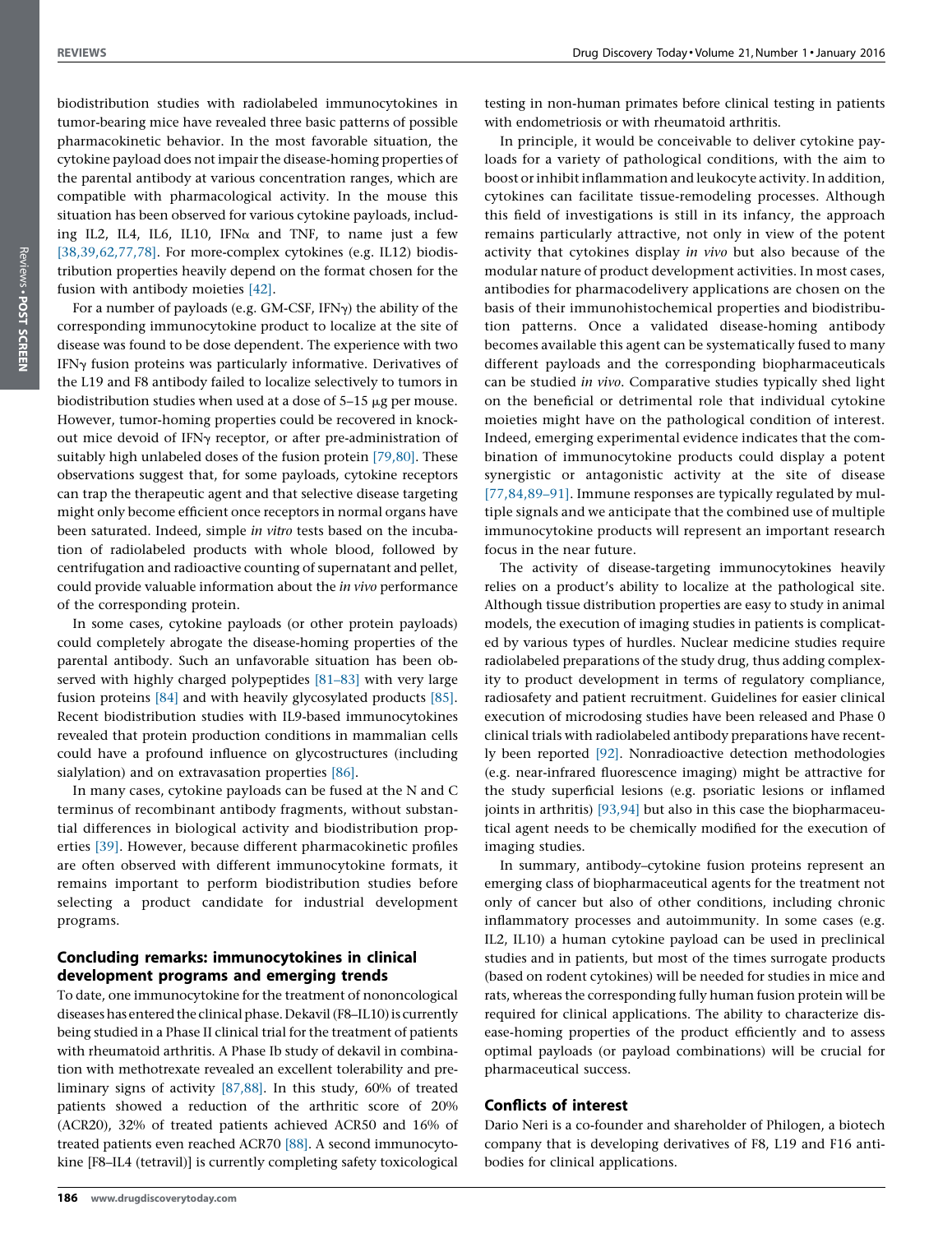biodistribution studies with radiolabeled immunocytokines in tumor-bearing mice have revealed three basic patterns of possible pharmacokinetic behavior. In the most favorable situation, the cytokine payload does not impair the disease-homing properties of the parental antibody at various concentration ranges, which are compatible with pharmacological activity. In the mouse this situation has been observed for various cytokine payloads, including IL2, IL4, IL6, IL10, IFNα and TNF, to name just a few [38,39,62,77,78]. For more-complex cytokines (e.g. IL12) biodistribution properties heavily depend on the format chosen for the fusion with antibody moieties [42].

For a number of payloads (e.g. GM-CSF, IFNγ) the ability of the corresponding immunocytokine product to localize at the site of disease was found to be dose dependent. The experience with two IFNγ fusion proteins was particularly informative. Derivatives of the L19 and F8 antibody failed to localize selectively to tumors in biodistribution studies when used at a dose of 5–15 μg per mouse. However, tumor-homing properties could be recovered in knockout mice devoid of IFNγ receptor, or after pre-administration of suitably high unlabeled doses of the fusion protein [79,80]. These observations suggest that, for some payloads, cytokine receptors can trap the therapeutic agent and that selective disease targeting might only become efficient once receptors in normal organs have been saturated. Indeed, simple *in vitro* tests based on the incubation of radiolabeled products with whole blood, followed by centrifugation and radioactive counting of supernatant and pellet, could provide valuable information about the *in vivo* performance of the corresponding protein.

In some cases, cytokine payloads (or other protein payloads) could completely abrogate the disease-homing properties of the parental antibody. Such an unfavorable situation has been observed with highly charged polypeptides [81–83] with very large fusion proteins [84] and with heavily glycosylated products [85]. Recent biodistribution studies with IL9-based immunocytokines revealed that protein production conditions in mammalian cells could have a profound influence on glycostructures (including sialylation) and on extravasation properties [86].

In many cases, cytokine payloads can be fused at the N and C terminus of recombinant antibody fragments, without substantial differences in biological activity and biodistribution properties [39]. However, because different pharmacokinetic profiles are often observed with different immunocytokine formats, it remains important to perform biodistribution studies before selecting a product candidate for industrial development programs.

## Concluding remarks: immunocytokines in clinical development programs and emerging trends

To date, one immunocytokine for the treatment of nononcological diseases has entered the clinical phase. Dekavil (F8–IL10) is currently being studied in a Phase II clinical trial for the treatment of patients with rheumatoid arthritis. A Phase Ib study of dekavil in combination with methotrexate revealed an excellent tolerability and preliminary signs of activity [87,88]. In this study, 60% of treated patients showed a reduction of the arthritic score of 20% (ACR20), 32% of treated patients achieved ACR50 and 16% of treated patients even reached ACR70 [88]. A second immunocytokine [F8–IL4 (tetravil)] is currently completing safety toxicological testing in non-human primates before clinical testing in patients with endometriosis or with rheumatoid arthritis.

In principle, it would be conceivable to deliver cytokine payloads for a variety of pathological conditions, with the aim to boost or inhibit inflammation and leukocyte activity. In addition, cytokines can facilitate tissue-remodeling processes. Although this field of investigations is still in its infancy, the approach remains particularly attractive, not only in view of the potent activity that cytokines display *in vivo* but also because of the modular nature of product development activities. In most cases, antibodies for pharmacodelivery applications are chosen on the basis of their immunohistochemical properties and biodistribution patterns. Once a validated disease-homing antibody becomes available this agent can be systematically fused to many different payloads and the corresponding biopharmaceuticals can be studied *in vivo*. Comparative studies typically shed light on the beneficial or detrimental role that individual cytokine moieties might have on the pathological condition of interest. Indeed, emerging experimental evidence indicates that the combination of immunocytokine products could display a potent synergistic or antagonistic activity at the site of disease [77,84,89–91]. Immune responses are typically regulated by multiple signals and we anticipate that the combined use of multiple immunocytokine products will represent an important research focus in the near future.

The activity of disease-targeting immunocytokines heavily relies on a product's ability to localize at the pathological site. Although tissue distribution properties are easy to study in animal models, the execution of imaging studies in patients is complicated by various types of hurdles. Nuclear medicine studies require radiolabeled preparations of the study drug, thus adding complexity to product development in terms of regulatory compliance, radiosafety and patient recruitment. Guidelines for easier clinical execution of microdosing studies have been released and Phase 0 clinical trials with radiolabeled antibody preparations have recently been reported [92]. Nonradioactive detection methodologies (e.g. near-infrared fluorescence imaging) might be attractive for the study superficial lesions (e.g. psoriatic lesions or inflamed joints in arthritis) [93,94] but also in this case the biopharmaceutical agent needs to be chemically modified for the execution of imaging studies.

In summary, antibody–cytokine fusion proteins represent an emerging class of biopharmaceutical agents for the treatment not only of cancer but also of other conditions, including chronic inflammatory processes and autoimmunity. In some cases (e.g. IL2, IL10) a human cytokine payload can be used in preclinical studies and in patients, but most of the times surrogate products (based on rodent cytokines) will be needed for studies in mice and rats, whereas the corresponding fully human fusion protein will be required for clinical applications. The ability to characterize disease-homing properties of the product efficiently and to assess optimal payloads (or payload combinations) will be crucial for pharmaceutical success.

## Conflicts of interest

Dario Neri is a co-founder and shareholder of Philogen, a biotech company that is developing derivatives of F8, L19 and F16 antibodies for clinical applications.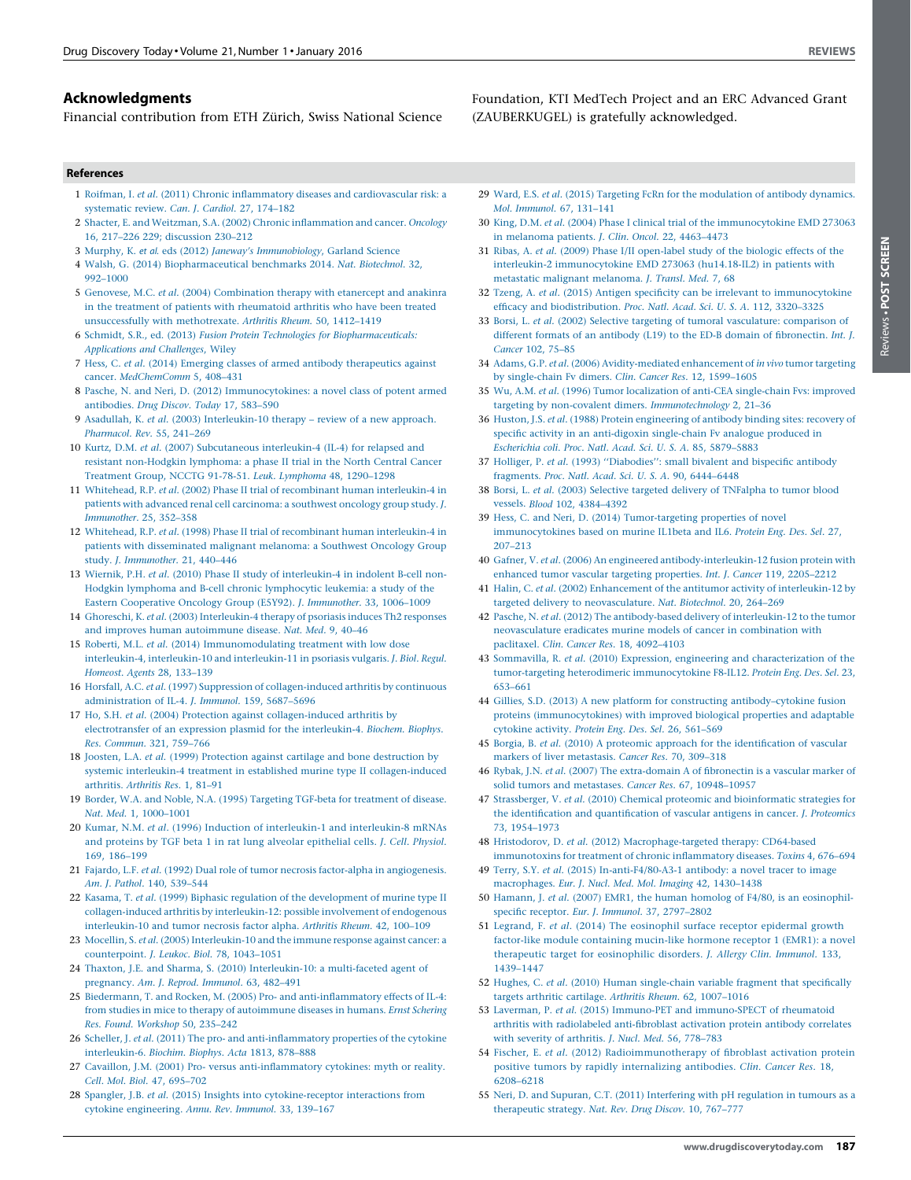## Acknowledgments

Financial contribution from ETH Zürich, Swiss National Science Foundation, KTI MedTech Project and an ERC Advanced Grant (ZAUBERKUGEL) is gratefully acknowledged.

## References

1 Roifman, I. *et al.* (2011) Chronic inflammatory diseases and cardiovascular risk: a systematic review. *Can. J. Cardiol.* 27, 174–182

2 Shacter, E. and Weitzman, S.A. (2002) Chronic inflammation and cancer. *Oncology* 16, 217–226 229; discussion 230–212

3 Murphy, K. *et al.* eds (2012) *Janeway's Immunobiology*, Garland Science

4 Walsh, G. (2014) Biopharmaceutical benchmarks 2014. *Nat. Biotechnol.* 32, 992–1000

5 Genovese, M.C. *et al.* (2004) Combination therapy with etanercept and anakinra in the treatment of patients with rheumatoid arthritis who have been treated unsuccessfully with methotrexate. *Arthritis Rheum.* 50, 1412–1419

6 Schmidt, S.R., ed. (2013) *Fusion Protein Technologies for Biopharmaceuticals: Applications and Challenges*, Wiley

7 Hess, C. *et al.* (2014) Emerging classes of armed antibody therapeutics against cancer. *MedChemComm* 5, 408–431

8 Pasche, N. and Neri, D. (2012) Immunocytokines: a novel class of potent armed antibodies. *Drug Discov. Today* 17, 583–590

9 Asadullah, K. *et al.* (2003) Interleukin-10 therapy – review of a new approach. *Pharmacol. Rev.* 55, 241–269

10 Kurtz, D.M. *et al.* (2007) Subcutaneous interleukin-4 (IL-4) for relapsed and resistant non-Hodgkin lymphoma: a phase II trial in the North Central Cancer Treatment Group, NCCTG 91-78-51. *Leuk. Lymphoma* 48, 1290–1298

11 Whitehead, R.P. *et al.* (2002) Phase II trial of recombinant human interleukin-4 in patients with advanced renal cell carcinoma: a southwest oncology group study. *J. Immunother.* 25, 352–358

12 Whitehead, R.P. *et al.* (1998) Phase II trial of recombinant human interleukin-4 in patients with disseminated malignant melanoma: a Southwest Oncology Group study. *J. Immunother.* 21, 440–446

13 Wiernik, P.H. *et al.* (2010) Phase II study of interleukin-4 in indolent B-cell non-Hodgkin lymphoma and B-cell chronic lymphocytic leukemia: a study of the Eastern Cooperative Oncology Group (E5Y92). *J. Immunother.* 33, 1006–1009

14 Ghoreschi, K. *et al.* (2003) Interleukin-4 therapy of psoriasis induces Th2 responses and improves human autoimmune disease. *Nat. Med.* 9, 40–46

15 Roberti, M.L. *et al.* (2014) Immunomodulating treatment with low dose interleukin-4, interleukin-10 and interleukin-11 in psoriasis vulgaris. *J. Biol. Regul. Homeost. Agents* 28, 133–139

16 Horsfall, A.C. *et al.* (1997) Suppression of collagen-induced arthritis by continuous administration of IL-4. *J. Immunol.* 159, 5687–5696

17 Ho, S.H. *et al.* (2004) Protection against collagen-induced arthritis by electrotransfer of an expression plasmid for the interleukin-4. *Biochem. Biophys. Res. Commun.* 321, 759–766

18 Joosten, L.A. *et al.* (1999) Protection against cartilage and bone destruction by systemic interleukin-4 treatment in established murine type II collagen-induced arthritis. *Arthritis Res.* 1, 81–91

19 Border, W.A. and Noble, N.A. (1995) Targeting TGF-beta for treatment of disease. *Nat. Med.* 1, 1000–1001

20 Kumar, N.M. *et al.* (1996) Induction of interleukin-1 and interleukin-8 mRNAs and proteins by TGF beta 1 in rat lung alveolar epithelial cells. *J. Cell. Physiol.* 169, 186–199

21 Fajardo, L.F. *et al.* (1992) Dual role of tumor necrosis factor-alpha in angiogenesis. *Am. J. Pathol.* 140, 539–544

22 Kasama, T. *et al.* (1999) Biphasic regulation of the development of murine type II collagen-induced arthritis by interleukin-12: possible involvement of endogenous interleukin-10 and tumor necrosis factor alpha. *Arthritis Rheum.* 42, 100–109

23 Mocellin, S. *et al.* (2005) Interleukin-10 and the immune response against cancer: a counterpoint. *J. Leukoc. Biol.* 78, 1043–1051

24 Thaxton, J.E. and Sharma, S. (2010) Interleukin-10: a multi-faceted agent of pregnancy. *Am. J. Reprod. Immunol.* 63, 482–491

25 Biedermann, T. and Rocken, M. (2005) Pro- and anti-inflammatory effects of IL-4: from studies in mice to therapy of autoimmune diseases in humans. *Ernst Schering Res. Found. Workshop* 50, 235–242

26 Scheller, J. *et al.* (2011) The pro- and anti-inflammatory properties of the cytokine interleukin-6. *Biochim. Biophys. Acta* 1813, 878–888

27 Cavaillon, J.M. (2001) Pro- versus anti-inflammatory cytokines: myth or reality. *Cell. Mol. Biol.* 47, 695–702

28 Spangler, J.B. *et al.* (2015) Insights into cytokine-receptor interactions from cytokine engineering. *Annu. Rev. Immunol.* 33, 139–167

29 Ward, E.S. *et al.* (2015) Targeting FcRn for the modulation of antibody dynamics. *Mol. Immunol.* 67, 131–141

30 King, D.M. *et al.* (2004) Phase I clinical trial of the immunocytokine EMD 273063 in melanoma patients. *J. Clin. Oncol.* 22, 4463–4473

31 Ribas, A. *et al.* (2009) Phase I/II open-label study of the biologic effects of the interleukin-2 immunocytokine EMD 273063 (hu14.18-IL2) in patients with metastatic malignant melanoma. *J. Transl. Med.* 7, 68

32 Tzeng, A. *et al.* (2015) Antigen specificity can be irrelevant to immunocytokine efficacy and biodistribution. *Proc. Natl. Acad. Sci. U. S. A.* 112, 3320–3325

33 Borsi, L. *et al.* (2002) Selective targeting of tumoral vasculature: comparison of different formats of an antibody (L19) to the ED-B domain of fibronectin. *Int. J. Cancer* 102, 75–85

34 Adams, G.P. *et al.* (2006) Avidity-mediated enhancement of *in vivo* tumor targeting by single-chain Fv dimers. *Clin. Cancer Res.* 12, 1599–1605

35 Wu, A.M. *et al.* (1996) Tumor localization of anti-CEA single-chain Fvs: improved targeting by non-covalent dimers. *Immunotechnology* 2, 21–36

36 Huston, J.S. *et al.* (1988) Protein engineering of antibody binding sites: recovery of specific activity in an anti-digoxin single-chain Fv analogue produced in *Escherichia coli*. *Proc. Natl. Acad. Sci. U. S. A.* 85, 5879–5883

37 Holliger, P. *et al.* (1993) ''Diabodies'': small bivalent and bispecific antibody fragments. *Proc. Natl. Acad. Sci. U. S. A.* 90, 6444–6448

38 Borsi, L. *et al.* (2003) Selective targeted delivery of TNFalpha to tumor blood vessels. *Blood* 102, 4384–4392

39 Hess, C. and Neri, D. (2014) Tumor-targeting properties of novel immunocytokines based on murine IL1beta and IL6. *Protein Eng. Des. Sel.* 27, 207–213

40 Gafner, V. *et al.* (2006) An engineered antibody-interleukin-12 fusion protein with enhanced tumor vascular targeting properties. *Int. J. Cancer* 119, 2205–2212

41 Halin, C. *et al.* (2002) Enhancement of the antitumor activity of interleukin-12 by targeted delivery to neovasculature. *Nat. Biotechnol.* 20, 264–269

42 Pasche, N. *et al.* (2012) The antibody-based delivery of interleukin-12 to the tumor neovasculature eradicates murine models of cancer in combination with paclitaxel. *Clin. Cancer Res.* 18, 4092–4103

43 Sommavilla, R. *et al.* (2010) Expression, engineering and characterization of the tumor-targeting heterodimeric immunocytokine F8-IL12. *Protein Eng. Des. Sel.* 23, 653–661

44 Gillies, S.D. (2013) A new platform for constructing antibody–cytokine fusion proteins (immunocytokines) with improved biological properties and adaptable cytokine activity. *Protein Eng. Des. Sel.* 26, 561–569

45 Borgia, B. *et al.* (2010) A proteomic approach for the identification of vascular markers of liver metastasis. *Cancer Res.* 70, 309–318

46 Rybak, J.N. *et al.* (2007) The extra-domain A of fibronectin is a vascular marker of solid tumors and metastases. *Cancer Res.* 67, 10948–10957

47 Strassberger, V. *et al.* (2010) Chemical proteomic and bioinformatic strategies for the identification and quantification of vascular antigens in cancer. *J. Proteomics* 73, 1954–1973

48 Hristodorov, D. *et al.* (2012) Macrophage-targeted therapy: CD64-based immunotoxins for treatment of chronic inflammatory diseases. *Toxins* 4, 676–694

49 Terry, S.Y. *et al.* (2015) In-anti-F4/80-A3-1 antibody: a novel tracer to image macrophages. *Eur. J. Nucl. Med. Mol. Imaging* 42, 1430–1438

50 Hamann, J. *et al.* (2007) EMR1, the human homolog of F4/80, is an eosinophil-specific receptor. *Eur. J. Immunol.* 37, 2797–2802

51 Legrand, F. *et al.* (2014) The eosinophil surface receptor epidermal growth factor-like module containing mucin-like hormone receptor 1 (EMR1): a novel therapeutic target for eosinophilic disorders. *J. Allergy Clin. Immunol.* 133, 1439–1447

52 Hughes, C. *et al.* (2010) Human single-chain variable fragment that specifically targets arthritic cartilage. *Arthritis Rheum.* 62, 1007–1016

53 Laverman, P. *et al.* (2015) Immuno-PET and immuno-SPECT of rheumatoid arthritis with radiolabeled anti-fibroblast activation protein antibody correlates with severity of arthritis. *J. Nucl. Med.* 56, 778–783

54 Fischer, E. *et al.* (2012) Radioimmunotherapy of fibroblast activation protein positive tumors by rapidly internalizing antibodies. *Clin. Cancer Res.* 18, 6208–6218

55 Neri, D. and Supuran, C.T. (2011) Interfering with pH regulation in tumours as a therapeutic strategy. *Nat. Rev. Drug Discov.* 10, 767–777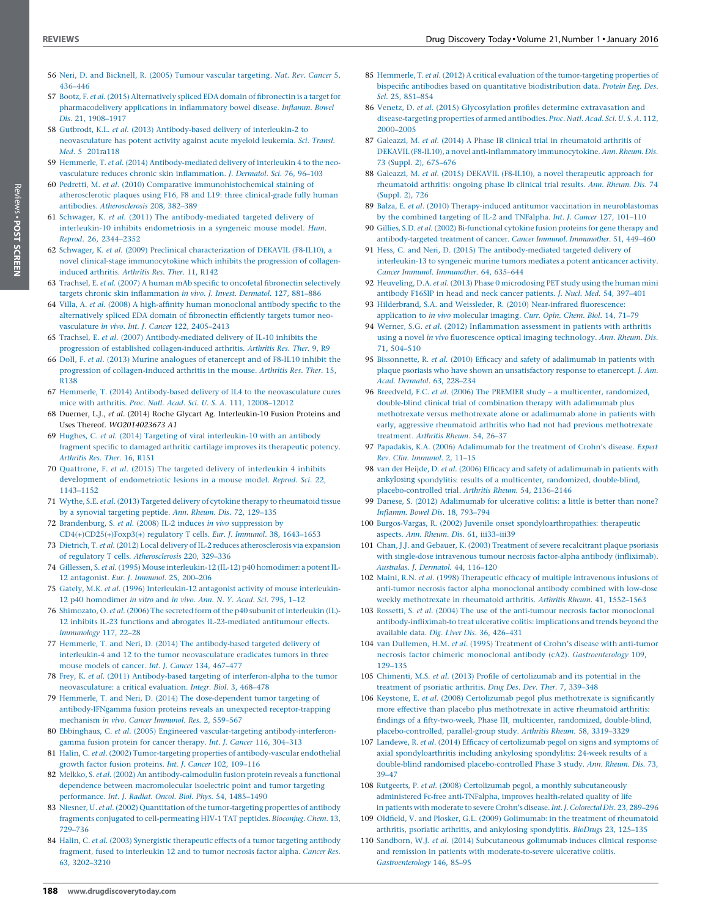56 Neri, D. and Bicknell, R. (2005) Tumour vascular targeting. *Nat. Rev. Cancer* 5, 436–446

57 Bootz, F. *et al*. (2015) Alternatively spliced EDA domain of fibronectin is a target for pharmacodelivery applications in inflammatory bowel disease. *Inflamm. Bowel Dis*. 21, 1908–1917

58 Gutbrodt, K.L. *et al*. (2013) Antibody-based delivery of interleukin-2 to neovasculature has potent activity against acute myeloid leukemia. *Sci. Transl. Med*. 5 201ra118

59 Hemmerle, T. *et al*. (2014) Antibody-mediated delivery of interleukin 4 to the neovasculature reduces chronic skin inflammation. *J. Dermatol. Sci*. 76, 96–103

60 Pedretti, M. *et al*. (2010) Comparative immunohistochemical staining of atherosclerotic plaques using F16, F8 and L19: three clinical-grade fully human antibodies. *Atherosclerosis* 208, 382–389

61 Schwager, K. *et al*. (2011) The antibody-mediated targeted delivery of interleukin-10 inhibits endometriosis in a syngeneic mouse model. *Hum. Reprod*. 26, 2344–2352

62 Schwager, K. *et al*. (2009) Preclinical characterization of DEKAVIL (F8-IL10), a novel clinical-stage immunocytokine which inhibits the progression of collagen-induced arthritis. *Arthritis Res. Ther*. 11, R142

63 Trachsel, E. *et al*. (2007) A human mAb specific to oncofetal fibronectin selectively targets chronic skin inflammation *in vivo*. *J. Invest. Dermatol*. 127, 881–886

64 Villa, A. *et al*. (2008) A high-affinity human monoclonal antibody specific to the alternatively spliced EDA domain of fibronectin efficiently targets tumor neo-vasculature *in vivo*. *Int. J. Cancer* 122, 2405–2413

65 Trachsel, E. *et al*. (2007) Antibody-mediated delivery of IL-10 inhibits the progression of established collagen-induced arthritis. *Arthritis Res. Ther*. 9, R9

66 Doll, F. *et al*. (2013) Murine analogues of etanercept and of F8-IL10 inhibit the progression of collagen-induced arthritis in the mouse. *Arthritis Res. Ther*. 15, R138

67 Hemmerle, T. (2014) Antibody-based delivery of IL4 to the neovasculature cures mice with arthritis. *Proc. Natl. Acad. Sci. U. S. A*. 111, 12008–12012

68 Duerner, L.J., *et al*. (2014) Roche Glycart Ag. Interleukin-10 Fusion Proteins and Uses Thereof. *WO2014023673 A1*

69 Hughes, C. *et al*. (2014) Targeting of viral interleukin-10 with an antibody fragment specific to damaged arthritic cartilage improves its therapeutic potency. *Arthritis Res. Ther*. 16, R151

70 Quattrone, F. *et al*. (2015) The targeted delivery of interleukin 4 inhibits development of endometriotic lesions in a mouse model. *Reprod. Sci*. 22, 1143–1152

71 Wythe, S.E. *et al*. (2013) Targeted delivery of cytokine therapy to rheumatoid tissue by a synovial targeting peptide. *Ann. Rheum. Dis*. 72, 129–135

72 Brandenburg, S. *et al*. (2008) IL-2 induces *in vivo* suppression by CD4(+)CD25(+)Foxp3(+) regulatory T cells. *Eur. J. Immunol*. 38, 1643–1653

73 Dietrich, T. *et al*. (2012) Local delivery of IL-2 reduces atherosclerosis via expansion of regulatory T cells. *Atherosclerosis* 220, 329–336

74 Gillessen, S. *et al*. (1995) Mouse interleukin-12 (IL-12) p40 homodimer: a potent IL-12 antagonist. *Eur. J. Immunol*. 25, 200–206

75 Gately, M.K. *et al*. (1996) Interleukin-12 antagonist activity of mouse interleukin-12 p40 homodimer *in vitro* and *in vivo*. *Ann. N. Y. Acad. Sci*. 795, 1–12

76 Shimozato, O. *et al*. (2006) The secreted form of the p40 subunit of interleukin (IL)-12 inhibits IL-23 functions and abrogates IL-23-mediated antitumour effects. *Immunology* 117, 22–28

77 Hemmerle, T. and Neri, D. (2014) The antibody-based targeted delivery of interleukin-4 and 12 to the tumor neovasculature eradicates tumors in three mouse models of cancer. *Int. J. Cancer* 134, 467–477

78 Frey, K. *et al*. (2011) Antibody-based targeting of interferon-alpha to the tumor neovasculature: a critical evaluation. *Integr. Biol*. 3, 468–478

79 Hemmerle, T. and Neri, D. (2014) The dose-dependent tumor targeting of antibody-IFNgamma fusion proteins reveals an unexpected receptor-trapping mechanism *in vivo*. *Cancer Immunol. Res*. 2, 559–567

80 Ebbinghaus, C. *et al*. (2005) Engineered vascular-targeting antibody-interferon-gamma fusion protein for cancer therapy. *Int. J. Cancer* 116, 304–313

81 Halin, C. *et al*. (2002) Tumor-targeting properties of antibody-vascular endothelial growth factor fusion proteins. *Int. J. Cancer* 102, 109–116

82 Melkko, S. *et al*. (2002) An antibody-calmodulin fusion protein reveals a functional dependence between macromolecular isoelectric point and tumor targeting performance. *Int. J. Radiat. Oncol. Biol. Phys*. 54, 1485–1490

83 Niesner, U. *et al*. (2002) Quantitation of the tumor-targeting properties of antibody fragments conjugated to cell-permeating HIV-1 TAT peptides. *Bioconjug. Chem*. 13, 729–736

84 Halin, C. *et al*. (2003) Synergistic therapeutic effects of a tumor targeting antibody fragment, fused to interleukin 12 and to tumor necrosis factor alpha. *Cancer Res*. 63, 3202–3210

85 Hemmerle, T. *et al*. (2012) A critical evaluation of the tumor-targeting properties of bispecific antibodies based on quantitative biodistribution data. *Protein Eng. Des. Sel*. 25, 851–854

86 Venetz, D. *et al*. (2015) Glycosylation profiles determine extravasation and disease-targeting properties of armed antibodies. *Proc. Natl. Acad. Sci. U. S. A*. 112, 2000–2005

87 Galeazzi, M. *et al*. (2014) A Phase IB clinical trial in rheumatoid arthritis of DEKAVIL (F8-IL10), a novel anti-inflammatory immunocytokine. *Ann. Rheum. Dis*. 73 (Suppl. 2), 675–676

88 Galeazzi, M. *et al*. (2015) DEKAVIL (F8-IL10), a novel therapeutic approach for rheumatoid arthritis: ongoing phase Ib clinical trial results. *Ann. Rheum. Dis*. 74 (Suppl. 2), 726

89 Balza, E. *et al*. (2010) Therapy-induced antitumor vaccination in neuroblastomas by the combined targeting of IL-2 and TNFalpha. *Int. J. Cancer* 127, 101–110

90 Gillies, S.D. *et al*. (2002) Bi-functional cytokine fusion proteins for gene therapy and antibody-targeted treatment of cancer. *Cancer Immunol. Immunother*. 51, 449–460

91 Hess, C. and Neri, D. (2015) The antibody-mediated targeted delivery of interleukin-13 to syngeneic murine tumors mediates a potent anticancer activity. *Cancer Immunol. Immunother*. 64, 635–644

92 Heuveling, D.A. *et al*. (2013) Phase 0 microdosing PET study using the human mini antibody F16SIP in head and neck cancer patients. *J. Nucl. Med*. 54, 397–401

93 Hilderbrand, S.A. and Weissleder, R. (2010) Near-infrared fluorescence: application to *in vivo* molecular imaging. *Curr. Opin. Chem. Biol*. 14, 71–79

94 Werner, S.G. *et al*. (2012) Inflammation assessment in patients with arthritis using a novel *in vivo* fluorescence optical imaging technology. *Ann. Rheum. Dis*. 71, 504–510

95 Bissonnette, R. *et al*. (2010) Efficacy and safety of adalimumab in patients with plaque psoriasis who have shown an unsatisfactory response to etanercept. *J. Am. Acad. Dermatol*. 63, 228–234

96 Breedveld, F.C. *et al*. (2006) The PREMIER study – a multicenter, randomized, double-blind clinical trial of combination therapy with adalimumab plus methotrexate versus methotrexate alone or adalimumab alone in patients with early, aggressive rheumatoid arthritis who had not had previous methotrexate treatment. *Arthritis Rheum*. 54, 26–37

97 Papadakis, K.A. (2006) Adalimumab for the treatment of Crohn's disease. *Expert Rev. Clin. Immunol*. 2, 11–15

98 van der Heijde, D. *et al*. (2006) Efficacy and safety of adalimumab in patients with ankylosing spondylitis: results of a multicenter, randomized, double-blind, placebo-controlled trial. *Arthritis Rheum*. 54, 2136–2146

99 Danese, S. (2012) Adalimumab for ulcerative colitis: a little is better than none? *Inflamm. Bowel Dis*. 18, 793–794

100 Burgos-Vargas, R. (2002) Juvenile onset spondyloarthropathies: therapeutic aspects. *Ann. Rheum. Dis*. 61, iii33–iii39

101 Chan, J.J. and Gebauer, K. (2003) Treatment of severe recalcitrant plaque psoriasis with single-dose intravenous tumour necrosis factor-alpha antibody (infliximab). *Australas. J. Dermatol*. 44, 116–120

102 Maini, R.N. *et al*. (1998) Therapeutic efficacy of multiple intravenous infusions of anti-tumor necrosis factor alpha monoclonal antibody combined with low-dose weekly methotrexate in rheumatoid arthritis. *Arthritis Rheum*. 41, 1552–1563

103 Rossetti, S. *et al*. (2004) The use of the anti-tumour necrosis factor monoclonal antibody-infliximab-to treat ulcerative colitis: implications and trends beyond the available data. *Dig. Liver Dis*. 36, 426–431

104 van Dullemen, H.M. *et al*. (1995) Treatment of Crohn's disease with anti-tumor necrosis factor chimeric monoclonal antibody (cA2). *Gastroenterology* 109, 129–135

105 Chimenti, M.S. *et al*. (2013) Profile of certolizumab and its potential in the treatment of psoriatic arthritis. *Drug Des. Dev. Ther*. 7, 339–348

106 Keystone, E. *et al*. (2008) Certolizumab pegol plus methotrexate is significantly more effective than placebo plus methotrexate in active rheumatoid arthritis: findings of a fifty-two-week, Phase III, multicenter, randomized, double-blind, placebo-controlled, parallel-group study. *Arthritis Rheum*. 58, 3319–3329

107 Landewe, R. *et al*. (2014) Efficacy of certolizumab pegol on signs and symptoms of axial spondyloarthritis including ankylosing spondylitis: 24-week results of a double-blind randomised placebo-controlled Phase 3 study. *Ann. Rheum. Dis*. 73, 39–47

108 Rutgeerts, P. *et al*. (2008) Certolizumab pegol, a monthly subcutaneously administered Fc-free anti-TNFalpha, improves health-related quality of life in patients with moderate to severe Crohn's disease. *Int. J. Colorectal Dis*. 23, 289–296

109 Oldfield, V. and Plosker, G.L. (2009) Golimumab: in the treatment of rheumatoid arthritis, psoriatic arthritis, and ankylosing spondylitis. *BioDrugs* 23, 125–135

110 Sandborn, W.J. *et al*. (2014) Subcutaneous golimumab induces clinical response and remission in patients with moderate-to-severe ulcerative colitis. *Gastroenterology* 146, 85–95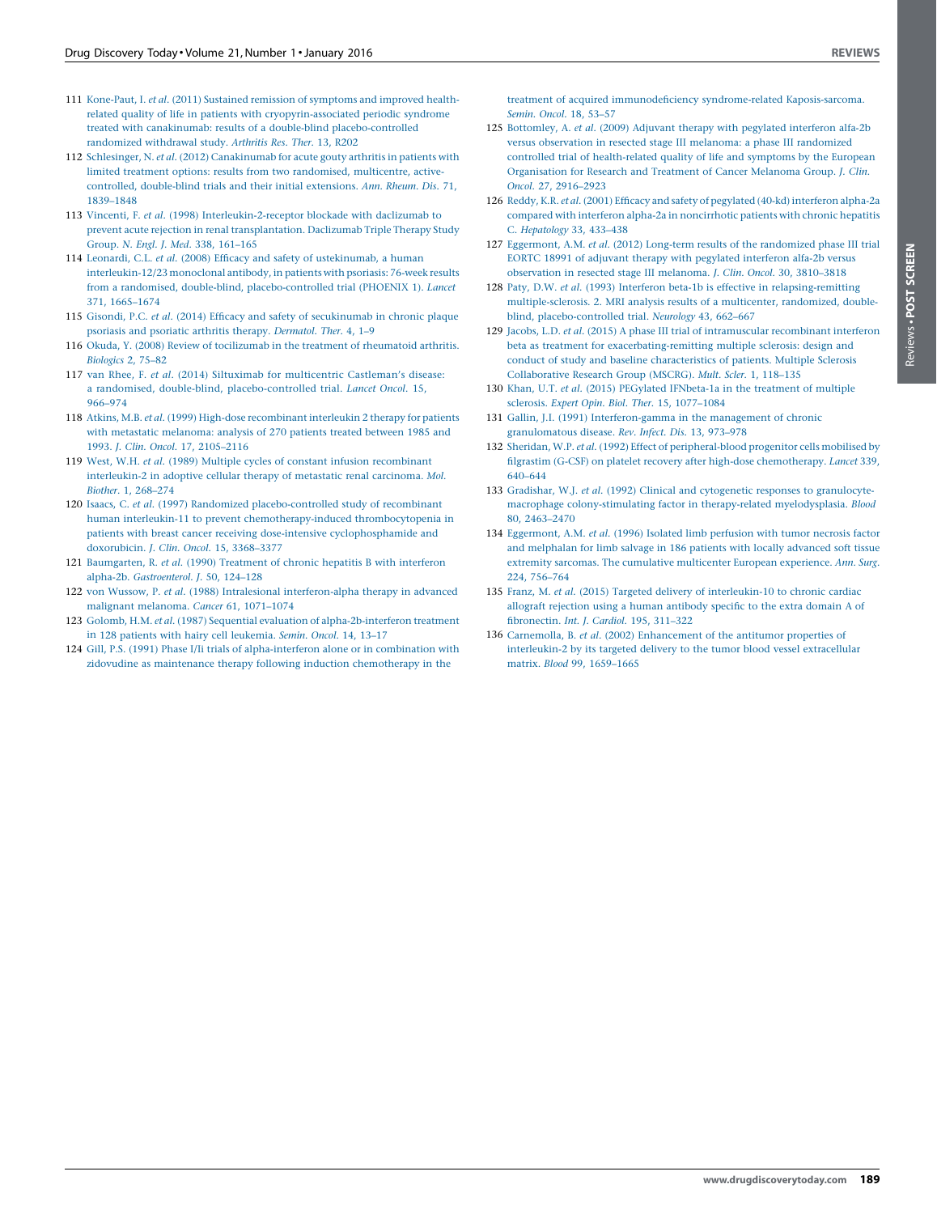111 Kone-Paut, I. *et al.* (2011) Sustained remission of symptoms and improved health-related quality of life in patients with cryopyrin-associated periodic syndrome treated with canakinumab: results of a double-blind placebo-controlled randomized withdrawal study. *Arthritis Res. Ther.* 13, R202

112 Schlesinger, N. *et al.* (2012) Canakinumab for acute gouty arthritis in patients with limited treatment options: results from two randomised, multicentre, active-controlled, double-blind trials and their initial extensions. *Ann. Rheum. Dis.* 71, 1839–1848

113 Vincenti, F. *et al.* (1998) Interleukin-2-receptor blockade with daclizumab to prevent acute rejection in renal transplantation. Daclizumab Triple Therapy Study Group. *N. Engl. J. Med.* 338, 161–165

114 Leonardi, C.L. *et al.* (2008) Efficacy and safety of ustekinumab, a human interleukin-12/23 monoclonal antibody, in patients with psoriasis: 76-week results from a randomised, double-blind, placebo-controlled trial (PHOENIX 1). *Lancet* 371, 1665–1674

115 Gisondi, P.C. *et al.* (2014) Efficacy and safety of secukinumab in chronic plaque psoriasis and psoriatic arthritis therapy. *Dermatol. Ther.* 4, 1–9

116 Okuda, Y. (2008) Review of tocilizumab in the treatment of rheumatoid arthritis. *Biologics* 2, 75–82

117 van Rhee, F. *et al.* (2014) Siltuximab for multicentric Castleman's disease: a randomised, double-blind, placebo-controlled trial. *Lancet Oncol.* 15, 966–974

118 Atkins, M.B. *et al.* (1999) High-dose recombinant interleukin 2 therapy for patients with metastatic melanoma: analysis of 270 patients treated between 1985 and 1993. *J. Clin. Oncol.* 17, 2105–2116

119 West, W.H. *et al.* (1989) Multiple cycles of constant infusion recombinant interleukin-2 in adoptive cellular therapy of metastatic renal carcinoma. *Mol. Biother.* 1, 268–274

120 Isaacs, C. *et al.* (1997) Randomized placebo-controlled study of recombinant human interleukin-11 to prevent chemotherapy-induced thrombocytopenia in patients with breast cancer receiving dose-intensive cyclophosphamide and doxorubicin. *J. Clin. Oncol.* 15, 3368–3377

121 Baumgarten, R. *et al.* (1990) Treatment of chronic hepatitis B with interferon alpha-2b. *Gastroenterol. J.* 50, 124–128

122 von Wussow, P. *et al.* (1988) Intralesional interferon-alpha therapy in advanced malignant melanoma. *Cancer* 61, 1071–1074

123 Golomb, H.M. *et al.* (1987) Sequential evaluation of alpha-2b-interferon treatment in 128 patients with hairy cell leukemia. *Semin. Oncol.* 14, 13–17

124 Gill, P.S. (1991) Phase I/Ii trials of alpha-interferon alone or in combination with zidovudine as maintenance therapy following induction chemotherapy in the treatment of acquired immunodeficiency syndrome-related Kaposis-sarcoma. *Semin. Oncol.* 18, 53–57

125 Bottomley, A. *et al.* (2009) Adjuvant therapy with pegylated interferon alfa-2b versus observation in resected stage III melanoma: a phase III randomized controlled trial of health-related quality of life and symptoms by the European Organisation for Research and Treatment of Cancer Melanoma Group. *J. Clin. Oncol.* 27, 2916–2923

126 Reddy, K.R. *et al.* (2001) Efficacy and safety of pegylated (40-kd) interferon alpha-2a compared with interferon alpha-2a in noncirrhotic patients with chronic hepatitis C. *Hepatology* 33, 433–438

127 Eggermont, A.M. *et al.* (2012) Long-term results of the randomized phase III trial EORTC 18991 of adjuvant therapy with pegylated interferon alfa-2b versus observation in resected stage III melanoma. *J. Clin. Oncol.* 30, 3810–3818

128 Paty, D.W. *et al.* (1993) Interferon beta-1b is effective in relapsing-remitting multiple-sclerosis. 2. MRI analysis results of a multicenter, randomized, double-blind, placebo-controlled trial. *Neurology* 43, 662–667

129 Jacobs, L.D. *et al.* (2015) A phase III trial of intramuscular recombinant interferon beta as treatment for exacerbating-remitting multiple sclerosis: design and conduct of study and baseline characteristics of patients. Multiple Sclerosis Collaborative Research Group (MSCRG). *Mult. Scler.* 1, 118–135

130 Khan, U.T. *et al.* (2015) PEGylated IFNbeta-1a in the treatment of multiple sclerosis. *Expert Opin. Biol. Ther.* 15, 1077–1084

131 Gallin, J.I. (1991) Interferon-gamma in the management of chronic granulomatous disease. *Rev. Infect. Dis.* 13, 973–978

132 Sheridan, W.P. *et al.* (1992) Effect of peripheral-blood progenitor cells mobilised by filgrastim (G-CSF) on platelet recovery after high-dose chemotherapy. *Lancet* 339, 640–644

133 Gradishar, W.J. *et al.* (1992) Clinical and cytogenetic responses to granulocyte-macrophage colony-stimulating factor in therapy-related myelodysplasia. *Blood* 80, 2463–2470

134 Eggermont, A.M. *et al.* (1996) Isolated limb perfusion with tumor necrosis factor and melphalan for limb salvage in 186 patients with locally advanced soft tissue extremity sarcomas. The cumulative multicenter European experience. *Ann. Surg.* 224, 756–764

135 Franz, M. *et al.* (2015) Targeted delivery of interleukin-10 to chronic cardiac allograft rejection using a human antibody specific to the extra domain A of fibronectin. *Int. J. Cardiol.* 195, 311–322

136 Carnemolla, B. *et al.* (2002) Enhancement of the antitumor properties of interleukin-2 by its targeted delivery to the tumor blood vessel extracellular matrix. *Blood* 99, 1659–1665